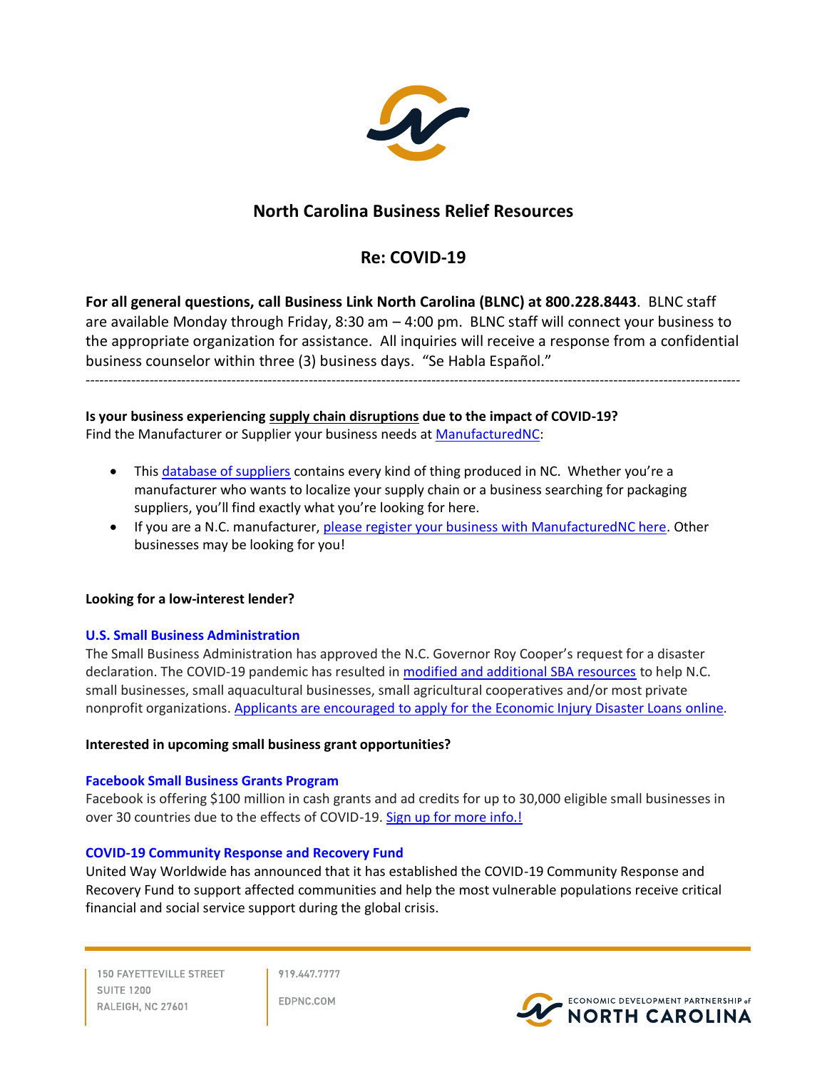# North Carolina Business Relief Resources

## Re: COVID-19

**For all general questions, call Business Link North Carolina (BLNC) at 800.228.8443**. BLNC staff are available Monday through Friday, 8:30 am – 4:00 pm. BLNC staff will connect your business to the appropriate organization for assistance. All inquiries will receive a response from a confidential business counselor within three (3) business days. "Se Habla Español."

---

**Is your business experiencing supply chain disruptions due to the impact of COVID-19?**
Find the Manufacturer or Supplier your business needs at ManufacturedNC:

- This database of suppliers contains every kind of thing produced in NC. Whether you're a manufacturer who wants to localize your supply chain or a business searching for packaging suppliers, you'll find exactly what you're looking for here.
- If you are a N.C. manufacturer, please register your business with ManufacturedNC here. Other businesses may be looking for you!

**Looking for a low-interest lender?**

**U.S. Small Business Administration**
The Small Business Administration has approved the N.C. Governor Roy Cooper's request for a disaster declaration. The COVID-19 pandemic has resulted in modified and additional SBA resources to help N.C. small businesses, small aquacultural businesses, small agricultural cooperatives and/or most private nonprofit organizations. Applicants are encouraged to apply for the Economic Injury Disaster Loans online.

**Interested in upcoming small business grant opportunities?**

**Facebook Small Business Grants Program**
Facebook is offering $100 million in cash grants and ad credits for up to 30,000 eligible small businesses in over 30 countries due to the effects of COVID-19. Sign up for more info.!

**COVID-19 Community Response and Recovery Fund**
United Way Worldwide has announced that it has established the COVID-19 Community Response and Recovery Fund to support affected communities and help the most vulnerable populations receive critical financial and social service support during the global crisis.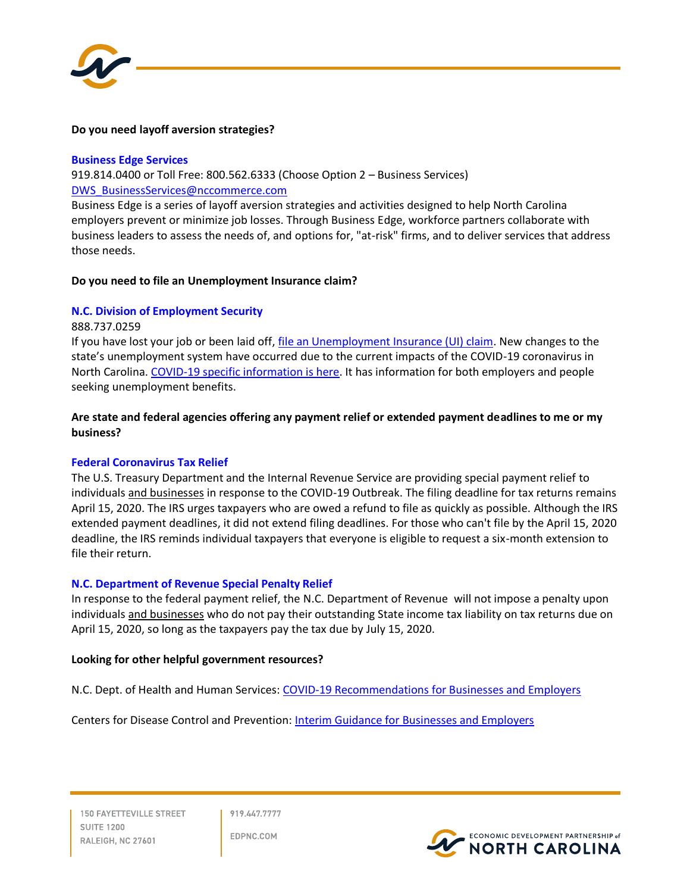**Do you need layoff aversion strategies?**

**Business Edge Services**

919.814.0400 or Toll Free: 800.562.6333 (Choose Option 2 – Business Services)

DWS_BusinessServices@nccommerce.com

Business Edge is a series of layoff aversion strategies and activities designed to help North Carolina employers prevent or minimize job losses. Through Business Edge, workforce partners collaborate with business leaders to assess the needs of, and options for, "at-risk" firms, and to deliver services that address those needs.

**Do you need to file an Unemployment Insurance claim?**

**N.C. Division of Employment Security**

888.737.0259

If you have lost your job or been laid off, file an Unemployment Insurance (UI) claim. New changes to the state's unemployment system have occurred due to the current impacts of the COVID-19 coronavirus in North Carolina. COVID-19 specific information is here. It has information for both employers and people seeking unemployment benefits.

**Are state and federal agencies offering any payment relief or extended payment deadlines to me or my business?**

**Federal Coronavirus Tax Relief**

The U.S. Treasury Department and the Internal Revenue Service are providing special payment relief to individuals and businesses in response to the COVID-19 Outbreak. The filing deadline for tax returns remains April 15, 2020. The IRS urges taxpayers who are owed a refund to file as quickly as possible. Although the IRS extended payment deadlines, it did not extend filing deadlines. For those who can't file by the April 15, 2020 deadline, the IRS reminds individual taxpayers that everyone is eligible to request a six-month extension to file their return.

**N.C. Department of Revenue Special Penalty Relief**

In response to the federal payment relief, the N.C. Department of Revenue will not impose a penalty upon individuals and businesses who do not pay their outstanding State income tax liability on tax returns due on April 15, 2020, so long as the taxpayers pay the tax due by July 15, 2020.

**Looking for other helpful government resources?**

N.C. Dept. of Health and Human Services: COVID-19 Recommendations for Businesses and Employers

Centers for Disease Control and Prevention: Interim Guidance for Businesses and Employers

150 FAYETTEVILLE STREET
SUITE 1200
RALEIGH, NC 27601

919.447.7777

EDPNC.COM

ECONOMIC DEVELOPMENT PARTNERSHIP of NORTH CAROLINA